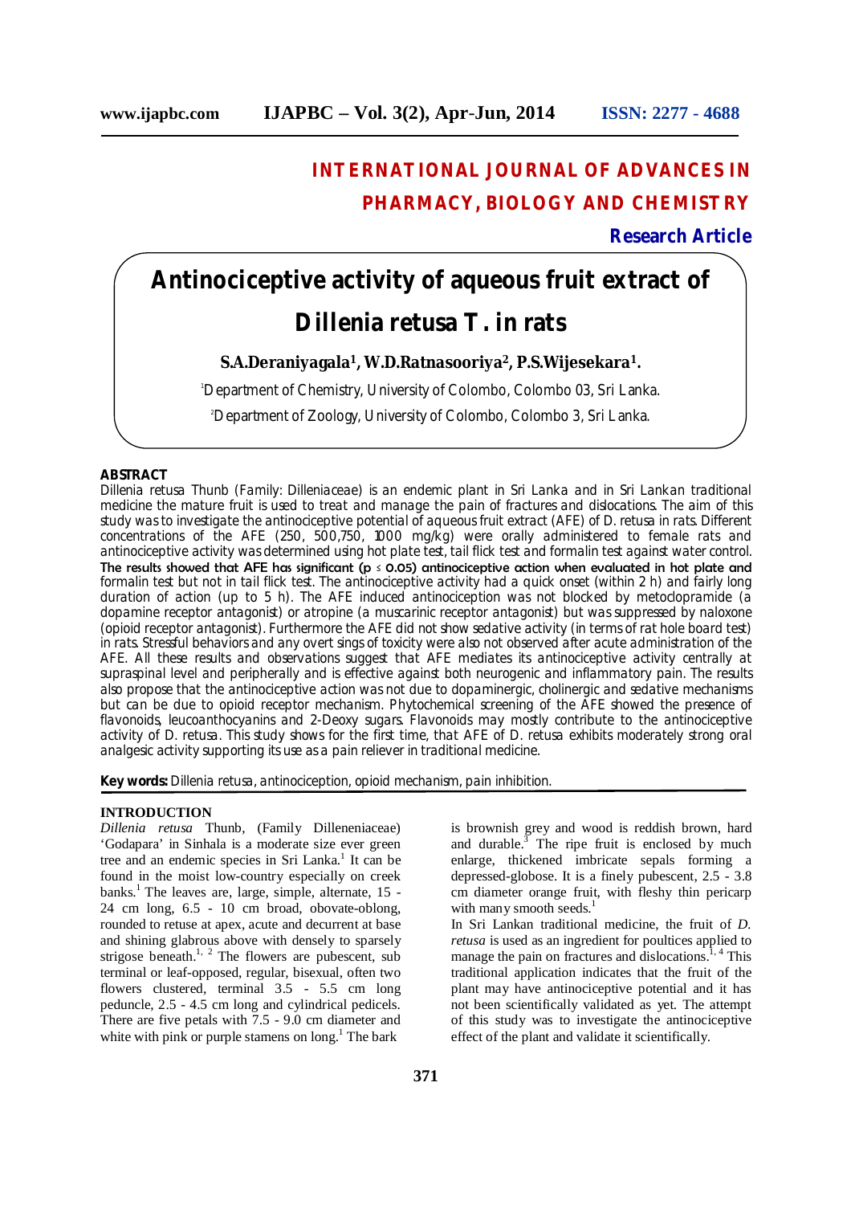# INTERNATIONAL JOURNAL OF ADVANCES IN PHARMACY, BIOLOGY AND CHEMISTRY

**Research Article**

# Antinociceptive activity of aqueous fruit extract of Dillenia retusa T. in rats

**S.A.Deraniyagala[1], W.D.Ratnasooriya[2], P.S.Wijesekara[1].**

[1]Department of Chemistry, University of Colombo, Colombo 03, Sri Lanka.

[2]Department of Zoology, University of Colombo, Colombo 3, Sri Lanka.

## ABSTRACT

Dillenia retusa Thunb (Family: Dilleniaceae) is an endemic plant in Sri Lanka and in Sri Lankan traditional medicine the mature fruit is used to treat and manage the pain of fractures and dislocations. The aim of this study was to investigate the antinociceptive potential of aqueous fruit extract (AFE) of D. retusa in rats. Different concentrations of the AFE (250, 500,750, 1000 mg/kg) were orally administered to female rats and antinociceptive activity was determined using hot plate test, tail flick test and formalin test against water control. The results showed that AFE has significant ($p \leq 0.05$) antinociceptive action when evaluated in hot plate and formalin test but not in tail flick test. The antinociceptive activity had a quick onset (within 2 h) and fairly long duration of action (up to 5 h). The AFE induced antinociception was not blocked by metoclopramide (a dopamine receptor antagonist) or atropine (a muscarinic receptor antagonist) but was suppressed by naloxone (opioid receptor antagonist). Furthermore the AFE did not show sedative activity (in terms of rat hole board test) in rats. Stressful behaviors and any overt sings of toxicity were also not observed after acute administration of the AFE. All these results and observations suggest that AFE mediates its antinociceptive activity centrally at supraspinal level and peripherally and is effective against both neurogenic and inflammatory pain. The results also propose that the antinociceptive action was not due to dopaminergic, cholinergic and sedative mechanisms but can be due to opioid receptor mechanism. Phytochemical screening of the AFE showed the presence of flavonoids, leucoanthocyanins and 2-Deoxy sugars. Flavonoids may mostly contribute to the antinociceptive activity of D. retusa. This study shows for the first time, that AFE of D. retusa exhibits moderately strong oral analgesic activity supporting its use as a pain reliever in traditional medicine.

**Key words:** Dillenia retusa, antinociception, opioid mechanism, pain inhibition.

## INTRODUCTION

*Dillenia retusa* Thunb, (Family Dilleneniaceae) 'Godapara' in Sinhala is a moderate size ever green tree and an endemic species in Sri Lanka.[1] It can be found in the moist low-country especially on creek banks.[1] The leaves are, large, simple, alternate, 15 - 24 cm long, 6.5 - 10 cm broad, obovate-oblong, rounded to retuse at apex, acute and decurrent at base and shining glabrous above with densely to sparsely strigose beneath.[1, 2] The flowers are pubescent, sub terminal or leaf-opposed, regular, bisexual, often two flowers clustered, terminal 3.5 - 5.5 cm long peduncle, 2.5 - 4.5 cm long and cylindrical pedicels. There are five petals with 7.5 - 9.0 cm diameter and white with pink or purple stamens on long.[1] The bark is brownish grey and wood is reddish brown, hard and durable.[3] The ripe fruit is enclosed by much enlarge, thickened imbricate sepals forming a depressed-globose. It is a finely pubescent, 2.5 - 3.8 cm diameter orange fruit, with fleshy thin pericarp with many smooth seeds.[1]

In Sri Lankan traditional medicine, the fruit of *D. retusa* is used as an ingredient for poultices applied to manage the pain on fractures and dislocations.[1, 4] This traditional application indicates that the fruit of the plant may have antinociceptive potential and it has not been scientifically validated as yet. The attempt of this study was to investigate the antinociceptive effect of the plant and validate it scientifically.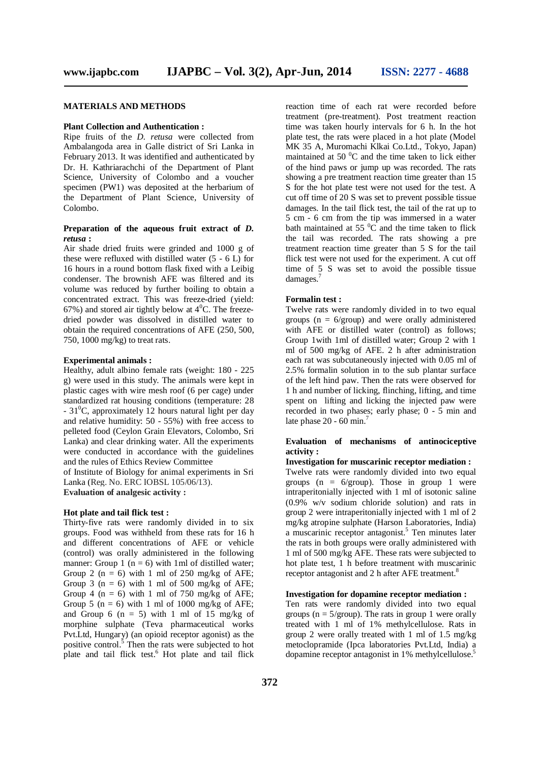## MATERIALS AND METHODS

### Plant Collection and Authentication :

Ripe fruits of the *D. retusa* were collected from Ambalangoda area in Galle district of Sri Lanka in February 2013. It was identified and authenticated by Dr. H. Kathriarachchi of the Department of Plant Science, University of Colombo and a voucher specimen (PW1) was deposited at the herbarium of the Department of Plant Science, University of Colombo.

### Preparation of the aqueous fruit extract of *D. retusa* :

Air shade dried fruits were grinded and 1000 g of these were refluxed with distilled water (5 - 6 L) for 16 hours in a round bottom flask fixed with a Leibig condenser. The brownish AFE was filtered and its volume was reduced by further boiling to obtain a concentrated extract. This was freeze-dried (yield: 67%) and stored air tightly below at $4^0$C. The freeze-dried powder was dissolved in distilled water to obtain the required concentrations of AFE (250, 500, 750, 1000 mg/kg) to treat rats.

### Experimental animals :

Healthy, adult albino female rats (weight: 180 - 225 g) were used in this study. The animals were kept in plastic cages with wire mesh roof (6 per cage) under standardized rat housing conditions (temperature: 28 - $31^0$C, approximately 12 hours natural light per day and relative humidity: 50 - 55%) with free access to pelleted food (Ceylon Grain Elevators, Colombo, Sri Lanka) and clear drinking water. All the experiments were conducted in accordance with the guidelines and the rules of Ethics Review Committee of Institute of Biology for animal experiments in Sri Lanka (Reg. No. ERC IOBSL 105/06/13).

### Evaluation of analgesic activity :

### Hot plate and tail flick test :

Thirty-five rats were randomly divided in to six groups. Food was withheld from these rats for 16 h and different concentrations of AFE or vehicle (control) was orally administered in the following manner: Group 1 (n = 6) with 1ml of distilled water; Group 2 (n = 6) with 1 ml of 250 mg/kg of AFE; Group 3 (n = 6) with 1 ml of 500 mg/kg of AFE; Group 4 (n = 6) with 1 ml of 750 mg/kg of AFE; Group 5 (n = 6) with 1 ml of 1000 mg/kg of AFE; and Group 6 (n = 5) with 1 ml of 15 mg/kg of morphine sulphate (Teva pharmaceutical works Pvt.Ltd, Hungary) (an opioid receptor agonist) as the positive control.[5] Then the rats were subjected to hot plate and tail flick test.[6] Hot plate and tail flick reaction time of each rat were recorded before treatment (pre-treatment). Post treatment reaction time was taken hourly intervals for 6 h. In the hot plate test, the rats were placed in a hot plate (Model MK 35 A, Muromachi Klkai Co.Ltd., Tokyo, Japan) maintained at 50 $^0$C and the time taken to lick either of the hind paws or jump up was recorded. The rats showing a pre treatment reaction time greater than 15 S for the hot plate test were not used for the test. A cut off time of 20 S was set to prevent possible tissue damages. In the tail flick test, the tail of the rat up to 5 cm - 6 cm from the tip was immersed in a water bath maintained at 55 $^0$C and the time taken to flick the tail was recorded. The rats showing a pre treatment reaction time greater than 5 S for the tail flick test were not used for the experiment. A cut off time of 5 S was set to avoid the possible tissue damages.[7]

### Formalin test :

Twelve rats were randomly divided in to two equal groups (n = 6/group) and were orally administered with AFE or distilled water (control) as follows; Group 1with 1ml of distilled water; Group 2 with 1 ml of 500 mg/kg of AFE. 2 h after administration each rat was subcutaneously injected with 0.05 ml of 2.5% formalin solution in to the sub plantar surface of the left hind paw. Then the rats were observed for 1 h and number of licking, flinching, lifting, and time spent on lifting and licking the injected paw were recorded in two phases; early phase; 0 - 5 min and late phase 20 - 60 min.[7]

### Evaluation of mechanisms of antinociceptive activity :

### Investigation for muscarinic receptor mediation :

Twelve rats were randomly divided into two equal groups (n = 6/group). Those in group 1 were intraperitonially injected with 1 ml of isotonic saline (0.9% w/v sodium chloride solution) and rats in group 2 were intraperitonially injected with 1 ml of 2 mg/kg atropine sulphate (Harson Laboratories, India) a muscarinic receptor antagonist.[5] Ten minutes later the rats in both groups were orally administered with 1 ml of 500 mg/kg AFE. These rats were subjected to hot plate test, 1 h before treatment with muscarinic receptor antagonist and 2 h after AFE treatment.[8]

### Investigation for dopamine receptor mediation :

Ten rats were randomly divided into two equal groups (n = 5/group). The rats in group 1 were orally treated with 1 ml of 1% methylcellulose. Rats in group 2 were orally treated with 1 ml of 1.5 mg/kg metoclopramide (Ipca laboratories Pvt.Ltd, India) a dopamine receptor antagonist in 1% methylcellulose.[5]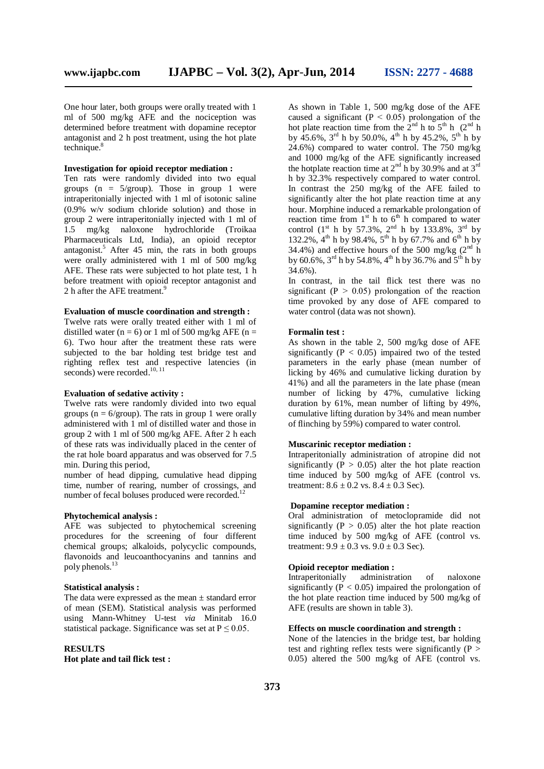One hour later, both groups were orally treated with 1 ml of 500 mg/kg AFE and the nociception was determined before treatment with dopamine receptor antagonist and 2 h post treatment, using the hot plate technique.[8]

**Investigation for opioid receptor mediation :**

Ten rats were randomly divided into two equal groups (n = 5/group). Those in group 1 were intraperitonially injected with 1 ml of isotonic saline (0.9% w/v sodium chloride solution) and those in group 2 were intraperitonially injected with 1 ml of 1.5 mg/kg naloxone hydrochloride (Troikaa Pharmaceuticals Ltd, India), an opioid receptor antagonist.[5] After 45 min, the rats in both groups were orally administered with 1 ml of 500 mg/kg AFE. These rats were subjected to hot plate test, 1 h before treatment with opioid receptor antagonist and 2 h after the AFE treatment.[9]

**Evaluation of muscle coordination and strength :**

Twelve rats were orally treated either with 1 ml of distilled water (n = 6) or 1 ml of 500 mg/kg AFE (n = 6). Two hour after the treatment these rats were subjected to the bar holding test bridge test and righting reflex test and respective latencies (in seconds) were recorded.[10, 11]

**Evaluation of sedative activity :**

Twelve rats were randomly divided into two equal groups (n = 6/group). The rats in group 1 were orally administered with 1 ml of distilled water and those in group 2 with 1 ml of 500 mg/kg AFE. After 2 h each of these rats was individually placed in the center of the rat hole board apparatus and was observed for 7.5 min. During this period,

number of head dipping, cumulative head dipping time, number of rearing, number of crossings, and number of fecal boluses produced were recorded.[12]

**Phytochemical analysis :**

AFE was subjected to phytochemical screening procedures for the screening of four different chemical groups; alkaloids, polycyclic compounds, flavonoids and leucoanthocyanins and tannins and poly phenols.[13]

**Statistical analysis :**

The data were expressed as the mean ± standard error of mean (SEM). Statistical analysis was performed using Mann-Whitney U-test *via* Minitab 16.0 statistical package. Significance was set at $P \leq 0.05$.

**RESULTS**

**Hot plate and tail flick test :**

As shown in Table 1, 500 mg/kg dose of the AFE caused a significant ($P < 0.05$) prolongation of the hot plate reaction time from the 2nd h to 5th h (2nd h by 45.6%, 3rd h by 50.0%, 4th h by 45.2%, 5th h by 24.6%) compared to water control. The 750 mg/kg and 1000 mg/kg of the AFE significantly increased the hotplate reaction time at 2nd h by 30.9% and at 3rd h by 32.3% respectively compared to water control. In contrast the 250 mg/kg of the AFE failed to significantly alter the hot plate reaction time at any hour. Morphine induced a remarkable prolongation of reaction time from 1st h to 6th h compared to water control (1st h by 57.3%, 2nd h by 133.8%, 3rd by 132.2%, 4th h by 98.4%, 5th h by 67.7% and 6th h by 34.4%) and effective hours of the 500 mg/kg (2nd h by 60.6%, 3rd h by 54.8%, 4th h by 36.7% and 5th h by 34.6%).

In contrast, in the tail flick test there was no significant ($P > 0.05$) prolongation of the reaction time provoked by any dose of AFE compared to water control (data was not shown).

**Formalin test :**

As shown in the table 2, 500 mg/kg dose of AFE significantly ($P < 0.05$) impaired two of the tested parameters in the early phase (mean number of licking by 46% and cumulative licking duration by 41%) and all the parameters in the late phase (mean number of licking by 47%, cumulative licking duration by 61%, mean number of lifting by 49%, cumulative lifting duration by 34% and mean number of flinching by 59%) compared to water control.

**Muscarinic receptor mediation :**

Intraperitonially administration of atropine did not significantly ($P > 0.05$) alter the hot plate reaction time induced by 500 mg/kg of AFE (control vs. treatment: 8.6 ± 0.2 vs. 8.4 ± 0.3 Sec).

**Dopamine receptor mediation :**

Oral administration of metoclopramide did not significantly ($P > 0.05$) alter the hot plate reaction time induced by 500 mg/kg of AFE (control vs. treatment: 9.9 ± 0.3 vs. 9.0 ± 0.3 Sec).

**Opioid receptor mediation :**

Intraperitonially administration of naloxone significantly ($P < 0.05$) impaired the prolongation of the hot plate reaction time induced by 500 mg/kg of AFE (results are shown in table 3).

**Effects on muscle coordination and strength :**

None of the latencies in the bridge test, bar holding test and righting reflex tests were significantly ($P > 0.05$) altered the 500 mg/kg of AFE (control vs.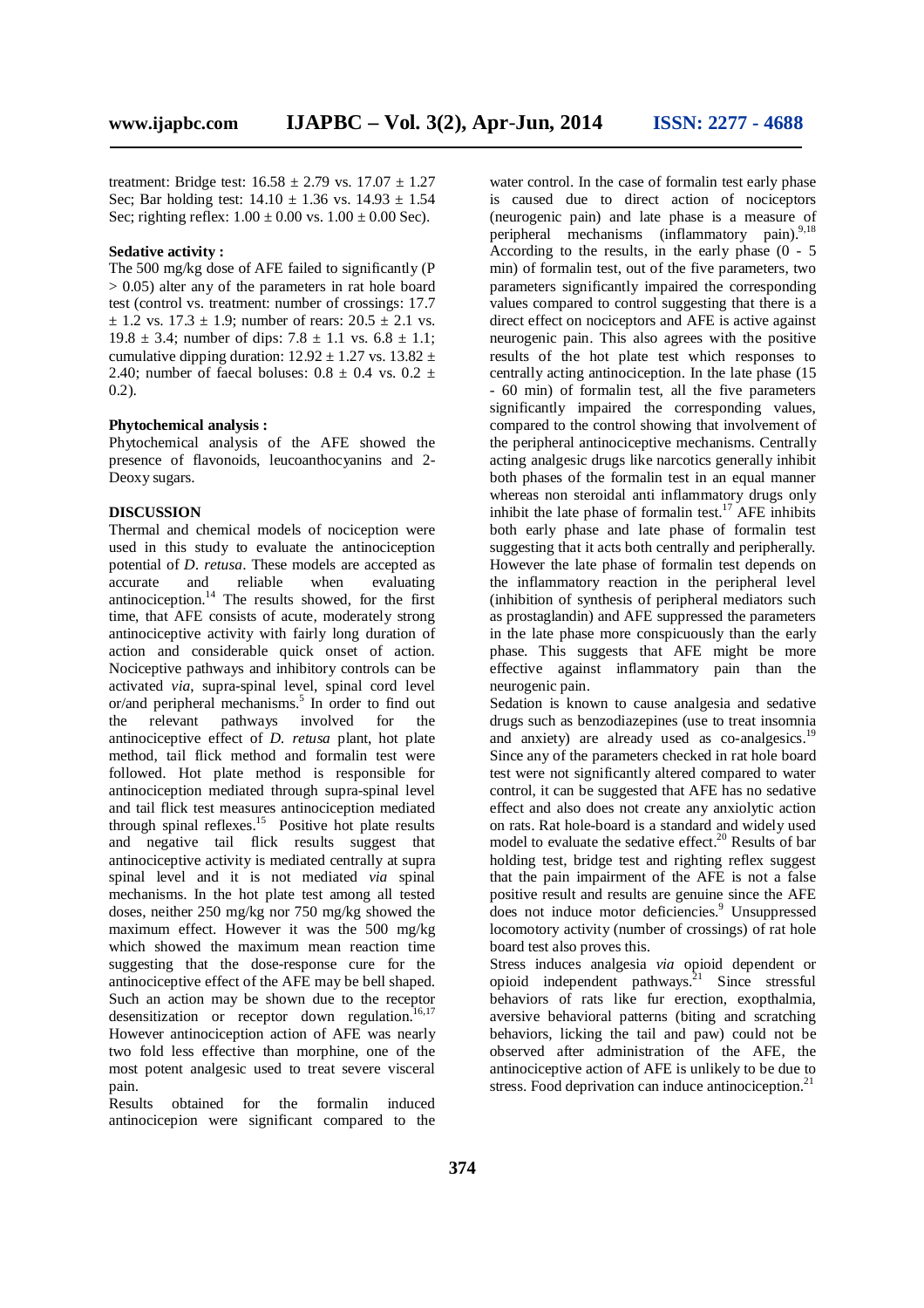treatment: Bridge test: 16.58 ± 2.79 vs. 17.07 ± 1.27 Sec; Bar holding test: 14.10 ± 1.36 vs. 14.93 ± 1.54 Sec; righting reflex: 1.00 ± 0.00 vs. 1.00 ± 0.00 Sec).

**Sedative activity :**

The 500 mg/kg dose of AFE failed to significantly ($P > 0.05$) alter any of the parameters in rat hole board test (control vs. treatment: number of crossings: 17.7 ± 1.2 vs. 17.3 ± 1.9; number of rears: 20.5 ± 2.1 vs. 19.8 ± 3.4; number of dips: 7.8 ± 1.1 vs. 6.8 ± 1.1; cumulative dipping duration: 12.92 ± 1.27 vs. 13.82 ± 2.40; number of faecal boluses: 0.8 ± 0.4 vs. 0.2 ± 0.2).

**Phytochemical analysis :**

Phytochemical analysis of the AFE showed the presence of flavonoids, leucoanthocyanins and 2-Deoxy sugars.

**DISCUSSION**

Thermal and chemical models of nociception were used in this study to evaluate the antinociception potential of *D. retusa*. These models are accepted as accurate and reliable when evaluating antinociception.[14] The results showed, for the first time, that AFE consists of acute, moderately strong antinociceptive activity with fairly long duration of action and considerable quick onset of action. Nociceptive pathways and inhibitory controls can be activated *via*, supra-spinal level, spinal cord level or/and peripheral mechanisms.[5] In order to find out the relevant pathways involved for the antinociceptive effect of *D. retusa* plant, hot plate method, tail flick method and formalin test were followed. Hot plate method is responsible for antinociception mediated through supra-spinal level and tail flick test measures antinociception mediated through spinal reflexes.[15] Positive hot plate results and negative tail flick results suggest that antinociceptive activity is mediated centrally at supra spinal level and it is not mediated *via* spinal mechanisms. In the hot plate test among all tested doses, neither 250 mg/kg nor 750 mg/kg showed the maximum effect. However it was the 500 mg/kg which showed the maximum mean reaction time suggesting that the dose-response cure for the antinociceptive effect of the AFE may be bell shaped. Such an action may be shown due to the receptor desensitization or receptor down regulation.[16,17] However antinociception action of AFE was nearly two fold less effective than morphine, one of the most potent analgesic used to treat severe visceral pain.

Results obtained for the formalin induced antinocicepion were significant compared to the water control. In the case of formalin test early phase is caused due to direct action of nociceptors (neurogenic pain) and late phase is a measure of peripheral mechanisms (inflammatory pain).[9,18] According to the results, in the early phase (0 - 5 min) of formalin test, out of the five parameters, two parameters significantly impaired the corresponding values compared to control suggesting that there is a direct effect on nociceptors and AFE is active against neurogenic pain. This also agrees with the positive results of the hot plate test which responses to centrally acting antinociception. In the late phase (15 - 60 min) of formalin test, all the five parameters significantly impaired the corresponding values, compared to the control showing that involvement of the peripheral antinociceptive mechanisms. Centrally acting analgesic drugs like narcotics generally inhibit both phases of the formalin test in an equal manner whereas non steroidal anti inflammatory drugs only inhibit the late phase of formalin test.[17] AFE inhibits both early phase and late phase of formalin test suggesting that it acts both centrally and peripherally. However the late phase of formalin test depends on the inflammatory reaction in the peripheral level (inhibition of synthesis of peripheral mediators such as prostaglandin) and AFE suppressed the parameters in the late phase more conspicuously than the early phase. This suggests that AFE might be more effective against inflammatory pain than the neurogenic pain.

Sedation is known to cause analgesia and sedative drugs such as benzodiazepines (use to treat insomnia and anxiety) are already used as co-analgesics.[19] Since any of the parameters checked in rat hole board test were not significantly altered compared to water control, it can be suggested that AFE has no sedative effect and also does not create any anxiolytic action on rats. Rat hole-board is a standard and widely used model to evaluate the sedative effect.[20] Results of bar holding test, bridge test and righting reflex suggest that the pain impairment of the AFE is not a false positive result and results are genuine since the AFE does not induce motor deficiencies.[9] Unsuppressed locomotory activity (number of crossings) of rat hole board test also proves this.

Stress induces analgesia *via* opioid dependent or opioid independent pathways.[21] Since stressful behaviors of rats like fur erection, exopthalmia, aversive behavioral patterns (biting and scratching behaviors, licking the tail and paw) could not be observed after administration of the AFE, the antinociceptive action of AFE is unlikely to be due to stress. Food deprivation can induce antinociception.[21]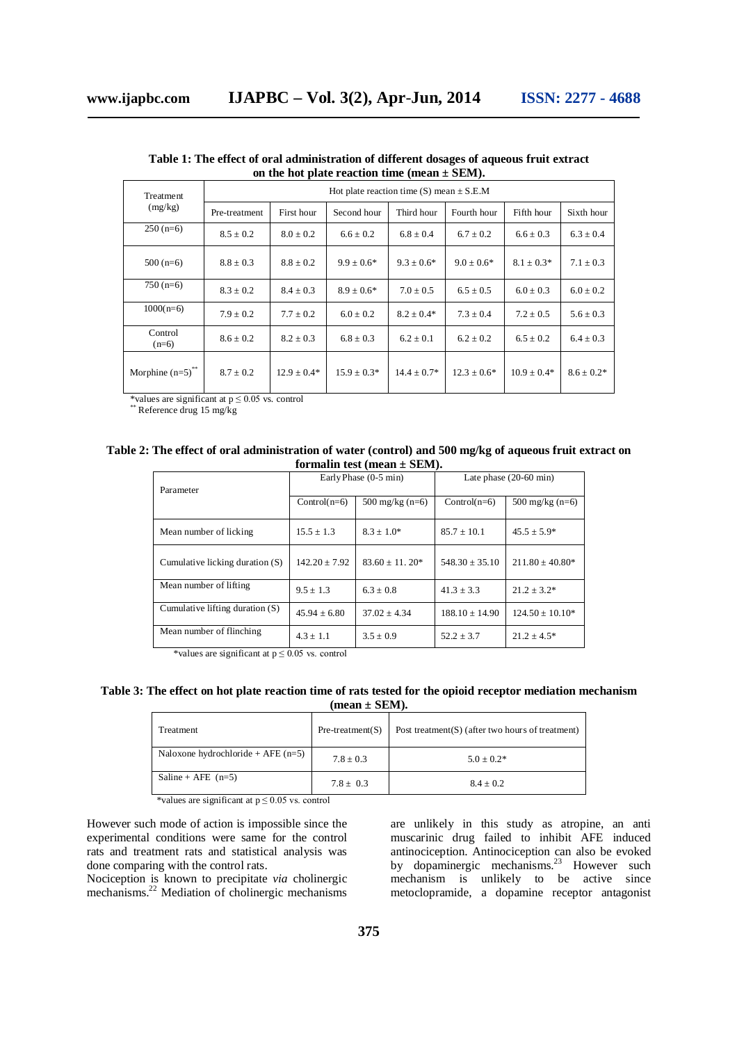**Table 1: The effect of oral administration of different dosages of aqueous fruit extract on the hot plate reaction time (mean ± SEM).**

| Treatment (mg/kg) | Hot plate reaction time (S) mean ± S.E.M | | | | | | |
|---|---|---|---|---|---|---|---|
| | Pre-treatment | First hour | Second hour | Third hour | Fourth hour | Fifth hour | Sixth hour |
| 250 (n=6) | 8.5 ± 0.2 | 8.0 ± 0.2 | 6.6 ± 0.2 | 6.8 ± 0.4 | 6.7 ± 0.2 | 6.6 ± 0.3 | 6.3 ± 0.4 |
| 500 (n=6) | 8.8 ± 0.3 | 8.8 ± 0.2 | 9.9 ± 0.6* | 9.3 ± 0.6* | 9.0 ± 0.6* | 8.1 ± 0.3* | 7.1 ± 0.3 |
| 750 (n=6) | 8.3 ± 0.2 | 8.4 ± 0.3 | 8.9 ± 0.6* | 7.0 ± 0.5 | 6.5 ± 0.5 | 6.0 ± 0.3 | 6.0 ± 0.2 |
| 1000(n=6) | 7.9 ± 0.2 | 7.7 ± 0.2 | 6.0 ± 0.2 | 8.2 ± 0.4* | 7.3 ± 0.4 | 7.2 ± 0.5 | 5.6 ± 0.3 |
| Control (n=6) | 8.6 ± 0.2 | 8.2 ± 0.3 | 6.8 ± 0.3 | 6.2 ± 0.1 | 6.2 ± 0.2 | 6.5 ± 0.2 | 6.4 ± 0.3 |
| Morphine (n=5)** | 8.7 ± 0.2 | 12.9 ± 0.4* | 15.9 ± 0.3* | 14.4 ± 0.7* | 12.3 ± 0.6* | 10.9 ± 0.4* | 8.6 ± 0.2* |

*values are significant at $p \leq 0.05$ vs. control

** Reference drug 15 mg/kg

**Table 2: The effect of oral administration of water (control) and 500 mg/kg of aqueous fruit extract on formalin test (mean ± SEM).**

| Parameter | Early Phase (0-5 min) | | Late phase (20-60 min) | |
|---|---|---|---|---|
| | Control(n=6) | 500 mg/kg (n=6) | Control(n=6) | 500 mg/kg (n=6) |
| Mean number of licking | 15.5 ± 1.3 | 8.3 ± 1.0* | 85.7 ± 10.1 | 45.5 ± 5.9* |
| Cumulative licking duration (S) | 142.20 ± 7.92 | 83.60 ± 11. 20* | 548.30 ± 35.10 | 211.80 ± 40.80* |
| Mean number of lifting | 9.5 ± 1.3 | 6.3 ± 0.8 | 41.3 ± 3.3 | 21.2 ± 3.2* |
| Cumulative lifting duration (S) | 45.94 ± 6.80 | 37.02 ± 4.34 | 188.10 ± 14.90 | 124.50 ± 10.10* |
| Mean number of flinching | 4.3 ± 1.1 | 3.5 ± 0.9 | 52.2 ± 3.7 | 21.2 ± 4.5* |

*values are significant at $p \leq 0.05$ vs. control

**Table 3: The effect on hot plate reaction time of rats tested for the opioid receptor mediation mechanism (mean ± SEM).**

| Treatment | Pre-treatment(S) | Post treatment(S) (after two hours of treatment) |
|---|---|---|
| Naloxone hydrochloride + AFE (n=5) | 7.8 ± 0.3 | 5.0 ± 0.2* |
| Saline + AFE (n=5) | 7.8 ± 0.3 | 8.4 ± 0.2 |

*values are significant at $p \leq 0.05$ vs. control

However such mode of action is impossible since the experimental conditions were same for the control rats and treatment rats and statistical analysis was done comparing with the control rats.

Nociception is known to precipitate *via* cholinergic mechanisms.[22] Mediation of cholinergic mechanisms are unlikely in this study as atropine, an anti muscarinic drug failed to inhibit AFE induced antinociception. Antinociception can also be evoked by dopaminergic mechanisms.[23] However such mechanism is unlikely to be active since metoclopramide, a dopamine receptor antagonist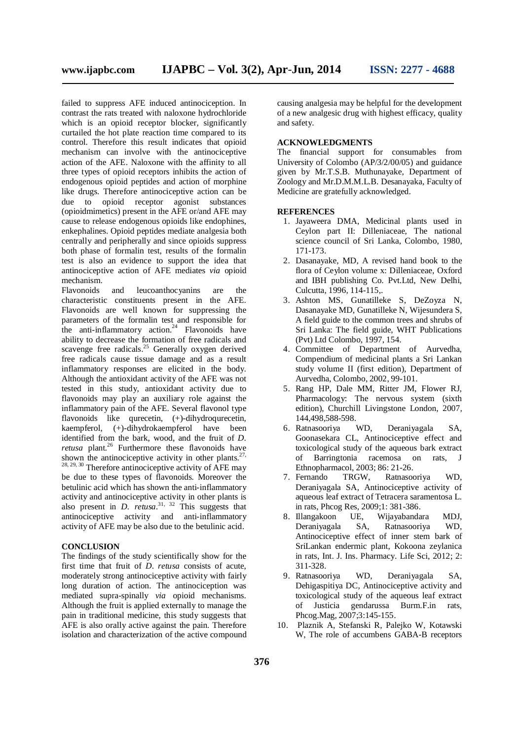failed to suppress AFE induced antinociception. In contrast the rats treated with naloxone hydrochloride which is an opioid receptor blocker, significantly curtailed the hot plate reaction time compared to its control. Therefore this result indicates that opioid mechanism can involve with the antinociceptive action of the AFE. Naloxone with the affinity to all three types of opioid receptors inhibits the action of endogenous opioid peptides and action of morphine like drugs. Therefore antinociceptive action can be due to opioid receptor agonist substances (opioidmimetics) present in the AFE or/and AFE may cause to release endogenous opioids like endophines, enkephalines. Opioid peptides mediate analgesia both centrally and peripherally and since opioids suppress both phase of formalin test, results of the formalin test is also an evidence to support the idea that antinociceptive action of AFE mediates *via* opioid mechanism.

Flavonoids and leucoanthocyanins are the characteristic constituents present in the AFE. Flavonoids are well known for suppressing the parameters of the formalin test and responsible for the anti-inflammatory action.[24] Flavonoids have ability to decrease the formation of free radicals and scavenge free radicals.[25] Generally oxygen derived free radicals cause tissue damage and as a result inflammatory responses are elicited in the body. Although the antioxidant activity of the AFE was not tested in this study, antioxidant activity due to flavonoids may play an auxiliary role against the inflammatory pain of the AFE. Several flavonol type flavonoids like qurecetin, (+)-dihydroqurecetin, kaempferol, (+)-dihydrokaempferol have been identified from the bark, wood, and the fruit of *D. retusa* plant.[26] Furthermore these flavonoids have shown the antinociceptive activity in other plants.[27, 28, 29, 30] Therefore antinociceptive activity of AFE may be due to these types of flavonoids. Moreover the betulinic acid which has shown the anti-inflammatory activity and antinociceptive activity in other plants is also present in *D. retusa*.[31, 32] This suggests that antinociceptive activity and anti-inflammatory activity of AFE may be also due to the betulinic acid.

## CONCLUSION

The findings of the study scientifically show for the first time that fruit of *D. retusa* consists of acute, moderately strong antinociceptive activity with fairly long duration of action. The antinociception was mediated supra-spinally *via* opioid mechanisms. Although the fruit is applied externally to manage the pain in traditional medicine, this study suggests that AFE is also orally active against the pain. Therefore isolation and characterization of the active compound causing analgesia may be helpful for the development of a new analgesic drug with highest efficacy, quality and safety.

## ACKNOWLEDGMENTS

The financial support for consumables from University of Colombo (AP/3/2/00/05) and guidance given by Mr.T.S.B. Muthunayake, Department of Zoology and Mr.D.M.M.L.B. Desanayaka, Faculty of Medicine are gratefully acknowledged.

## REFERENCES

1. Jayaweera DMA, Medicinal plants used in Ceylon part II: Dilleniaceae, The national science council of Sri Lanka, Colombo, 1980, 171-173.
2. Dasanayake, MD, A revised hand book to the flora of Ceylon volume x: Dilleniaceae, Oxford and IBH publishing Co. Pvt.Ltd, New Delhi, Culcutta, 1996, 114-115,.
3. Ashton MS, Gunatilleke S, DeZoyza N, Dasanayake MD, Gunatilleke N, Wijesundera S, A field guide to the common trees and shrubs of Sri Lanka: The field guide, WHT Publications (Pvt) Ltd Colombo, 1997, 154.
4. Committee of Department of Aurvedha, Compendium of medicinal plants a Sri Lankan study volume II (first edition), Department of Aurvedha, Colombo, 2002, 99-101.
5. Rang HP, Dale MM, Ritter JM, Flower RJ, Pharmacology: The nervous system (sixth edition), Churchill Livingstone London, 2007, 144,498,588-598.
6. Ratnasooriya WD, Deraniyagala SA, Goonasekara CL, Antinociceptive effect and toxicological study of the aqueous bark extract of Barringtonia racemosa on rats, J Ethnopharmacol, 2003; 86: 21-26.
7. Fernando TRGW, Ratnasooriya WD, Deraniyagala SA, Antinociceptive activity of aqueous leaf extract of Tetracera saramentosa L. in rats, Phcog Res, 2009;1: 381-386.
8. Illangakoon UE, Wijayabandara MDJ, Deraniyagala SA, Ratnasooriya WD, Antinociceptive effect of inner stem bark of SriLankan endermic plant, Kokoona zeylanica in rats, Int. J. Ins. Pharmacy. Life Sci, 2012; 2: 311-328.
9. Ratnasooriya WD, Deraniyagala SA, Dehigaspitiya DC, Antinociceptive activity and toxicological study of the aqueous leaf extract of Justicia gendarussa Burm.F.in rats, Phcog.Mag, 2007;3:145-155.
10. Plaznik A, Stefanski R, Palejko W, Kotawski W, The role of accumbens GABA-B receptors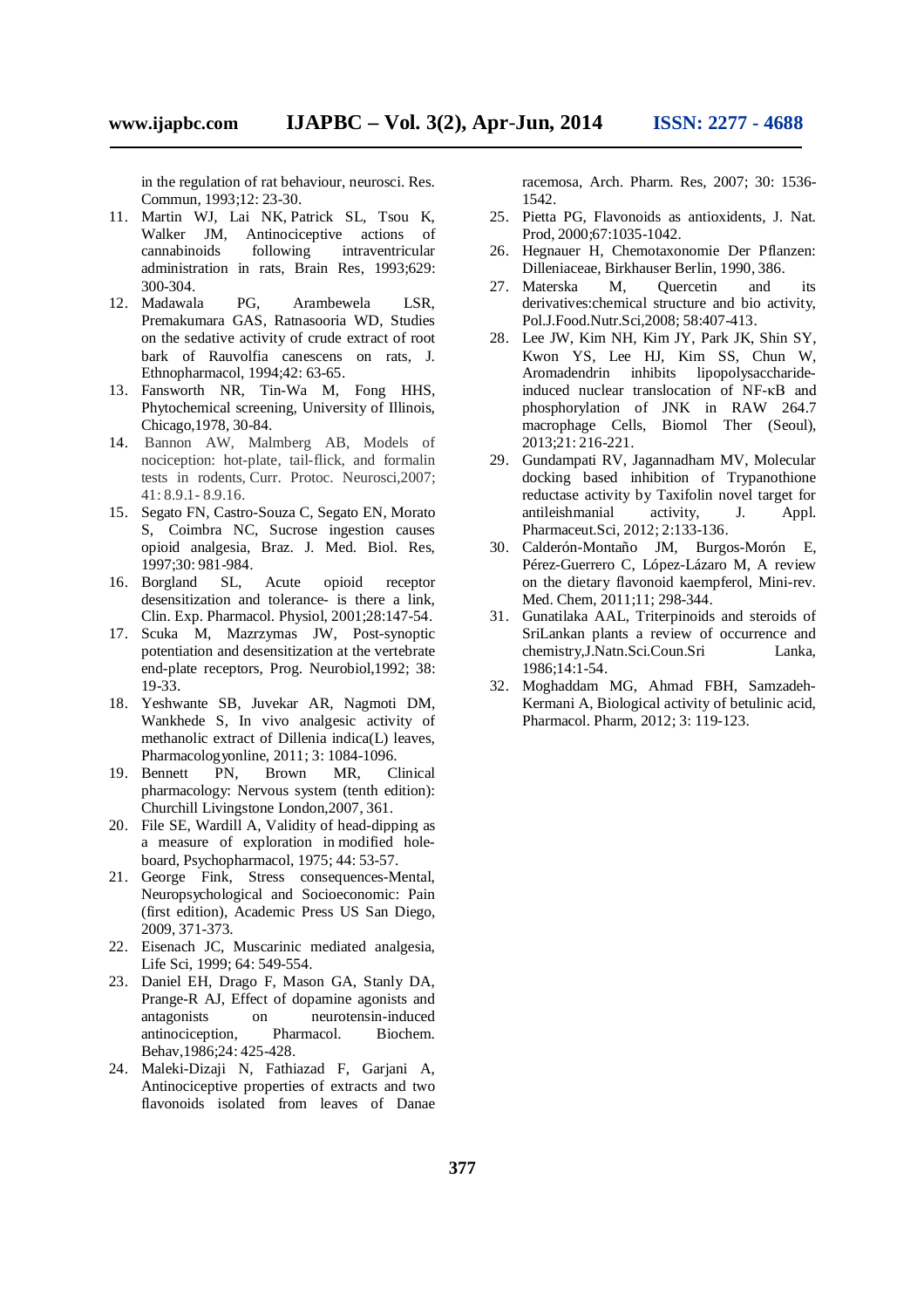in the regulation of rat behaviour, neurosci. Res. Commun, 1993;12: 23-30.

11. Martin WJ, Lai NK, Patrick SL, Tsou K, Walker JM, Antinociceptive actions of cannabinoids following intraventricular administration in rats, Brain Res, 1993;629: 300-304.
12. Madawala PG, Arambewela LSR, Premakumara GAS, Ratnasooria WD, Studies on the sedative activity of crude extract of root bark of Rauvolfia canescens on rats, J. Ethnopharmacol, 1994;42: 63-65.
13. Fansworth NR, Tin-Wa M, Fong HHS, Phytochemical screening, University of Illinois, Chicago,1978, 30-84.
14. Bannon AW, Malmberg AB, Models of nociception: hot-plate, tail-flick, and formalin tests in rodents, Curr. Protoc. Neurosci,2007; 41: 8.9.1- 8.9.16.
15. Segato FN, Castro-Souza C, Segato EN, Morato S, Coimbra NC, Sucrose ingestion causes opioid analgesia, Braz. J. Med. Biol. Res, 1997;30: 981-984.
16. Borgland SL, Acute opioid receptor desensitization and tolerance- is there a link, Clin. Exp. Pharmacol. Physiol, 2001;28:147-54.
17. Scuka M, Mazrzymas JW, Post-synoptic potentiation and desensitization at the vertebrate end-plate receptors, Prog. Neurobiol,1992; 38: 19-33.
18. Yeshwante SB, Juvekar AR, Nagmoti DM, Wankhede S, In vivo analgesic activity of methanolic extract of Dillenia indica(L) leaves, Pharmacologyonline, 2011; 3: 1084-1096.
19. Bennett PN, Brown MR, Clinical pharmacology: Nervous system (tenth edition): Churchill Livingstone London,2007, 361.
20. File SE, Wardill A, Validity of head-dipping as a measure of exploration in modified hole-board, Psychopharmacol, 1975; 44: 53-57.
21. George Fink, Stress consequences-Mental, Neuropsychological and Socioeconomic: Pain (first edition), Academic Press US San Diego, 2009, 371-373.
22. Eisenach JC, Muscarinic mediated analgesia, Life Sci, 1999; 64: 549-554.
23. Daniel EH, Drago F, Mason GA, Stanly DA, Prange-R AJ, Effect of dopamine agonists and antagonists on neurotensin-induced antinociception, Pharmacol. Biochem. Behav,1986;24: 425-428.
24. Maleki-Dizaji N, Fathiazad F, Garjani A, Antinociceptive properties of extracts and two flavonoids isolated from leaves of Danae racemosa, Arch. Pharm. Res, 2007; 30: 1536-1542.
25. Pietta PG, Flavonoids as antioxidents, J. Nat. Prod, 2000;67:1035-1042.
26. Hegnauer H, Chemotaxonomie Der Pflanzen: Dilleniaceae, Birkhauser Berlin, 1990, 386.
27. Materska M, Quercetin and its derivatives:chemical structure and bio activity, Pol.J.Food.Nutr.Sci,2008; 58:407-413.
28. Lee JW, Kim NH, Kim JY, Park JK, Shin SY, Kwon YS, Lee HJ, Kim SS, Chun W, Aromadendrin inhibits lipopolysaccharide-induced nuclear translocation of NF-κB and phosphorylation of JNK in RAW 264.7 macrophage Cells, Biomol Ther (Seoul), 2013;21: 216-221.
29. Gundampati RV, Jagannadham MV, Molecular docking based inhibition of Trypanothione reductase activity by Taxifolin novel target for antileishmanial activity, J. Appl. Pharmaceut.Sci, 2012; 2:133-136.
30. Calderón-Montaño JM, Burgos-Morón E, Pérez-Guerrero C, López-Lázaro M, A review on the dietary flavonoid kaempferol, Mini-rev. Med. Chem, 2011;11; 298-344.
31. Gunatilaka AAL, Triterpinoids and steroids of SriLankan plants a review of occurrence and chemistry,J.Natn.Sci.Coun.Sri Lanka, 1986;14:1-54.
32. Moghaddam MG, Ahmad FBH, Samzadeh-Kermani A, Biological activity of betulinic acid, Pharmacol. Pharm, 2012; 3: 119-123.